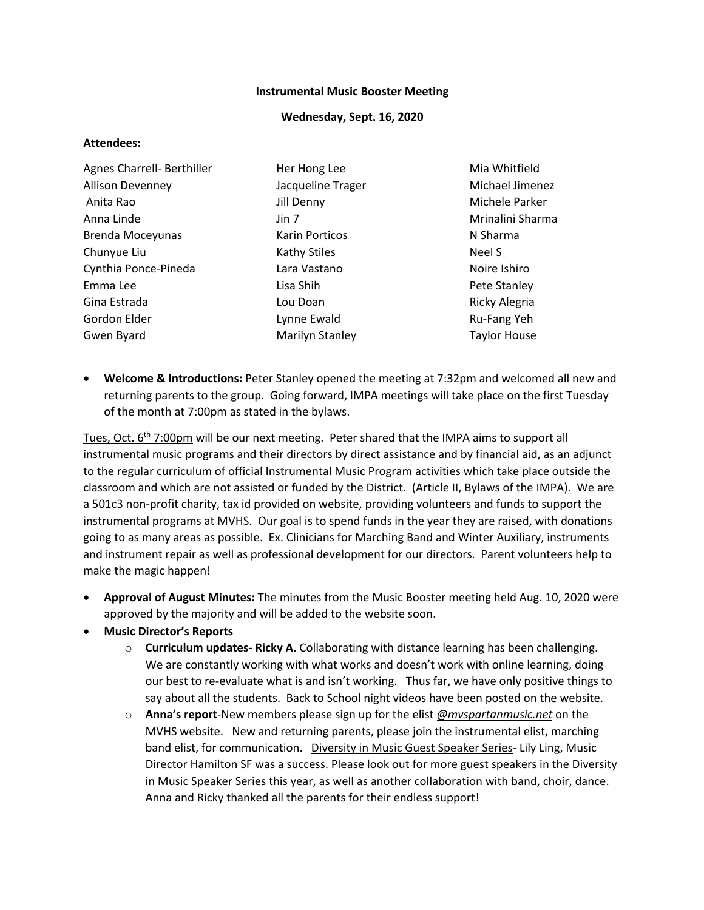**Instrumental Music Booster Meeting**

**Wednesday, Sept. 16, 2020**

**Attendees:**

| | | |
|---|---|---|
| Agnes Charrell- Berthiller | Her Hong Lee | Mia Whitfield |
| Allison Devenney | Jacqueline Trager | Michael Jimenez |
| Anita Rao | Jill Denny | Michele Parker |
| Anna Linde | Jin 7 | Mrinalini Sharma |
| Brenda Moceyunas | Karin Porticos | N Sharma |
| Chunyue Liu | Kathy Stiles | Neel S |
| Cynthia Ponce-Pineda | Lara Vastano | Noire Ishiro |
| Emma Lee | Lisa Shih | Pete Stanley |
| Gina Estrada | Lou Doan | Ricky Alegria |
| Gordon Elder | Lynne Ewald | Ru-Fang Yeh |
| Gwen Byard | Marilyn Stanley | Taylor House |

- **Welcome & Introductions:** Peter Stanley opened the meeting at 7:32pm and welcomed all new and returning parents to the group. Going forward, IMPA meetings will take place on the first Tuesday of the month at 7:00pm as stated in the bylaws.

<u>Tues, Oct. 6th 7:00pm</u> will be our next meeting. Peter shared that the IMPA aims to support all instrumental music programs and their directors by direct assistance and by financial aid, as an adjunct to the regular curriculum of official Instrumental Music Program activities which take place outside the classroom and which are not assisted or funded by the District. (Article II, Bylaws of the IMPA). We are a 501c3 non-profit charity, tax id provided on website, providing volunteers and funds to support the instrumental programs at MVHS. Our goal is to spend funds in the year they are raised, with donations going to as many areas as possible. Ex. Clinicians for Marching Band and Winter Auxiliary, instruments and instrument repair as well as professional development for our directors. Parent volunteers help to make the magic happen!

- **Approval of August Minutes:** The minutes from the Music Booster meeting held Aug. 10, 2020 were approved by the majority and will be added to the website soon.
- **Music Director's Reports**
  - **Curriculum updates- Ricky A.** Collaborating with distance learning has been challenging. We are constantly working with what works and doesn't work with online learning, doing our best to re-evaluate what is and isn't working. Thus far, we have only positive things to say about all the students. Back to School night videos have been posted on the website.
  - **Anna's report**-New members please sign up for the elist *@mvspartanmusic.net* on the MVHS website. New and returning parents, please join the instrumental elist, marching band elist, for communication. <u>Diversity in Music Guest Speaker Series</u>- Lily Ling, Music Director Hamilton SF was a success. Please look out for more guest speakers in the Diversity in Music Speaker Series this year, as well as another collaboration with band, choir, dance. Anna and Ricky thanked all the parents for their endless support!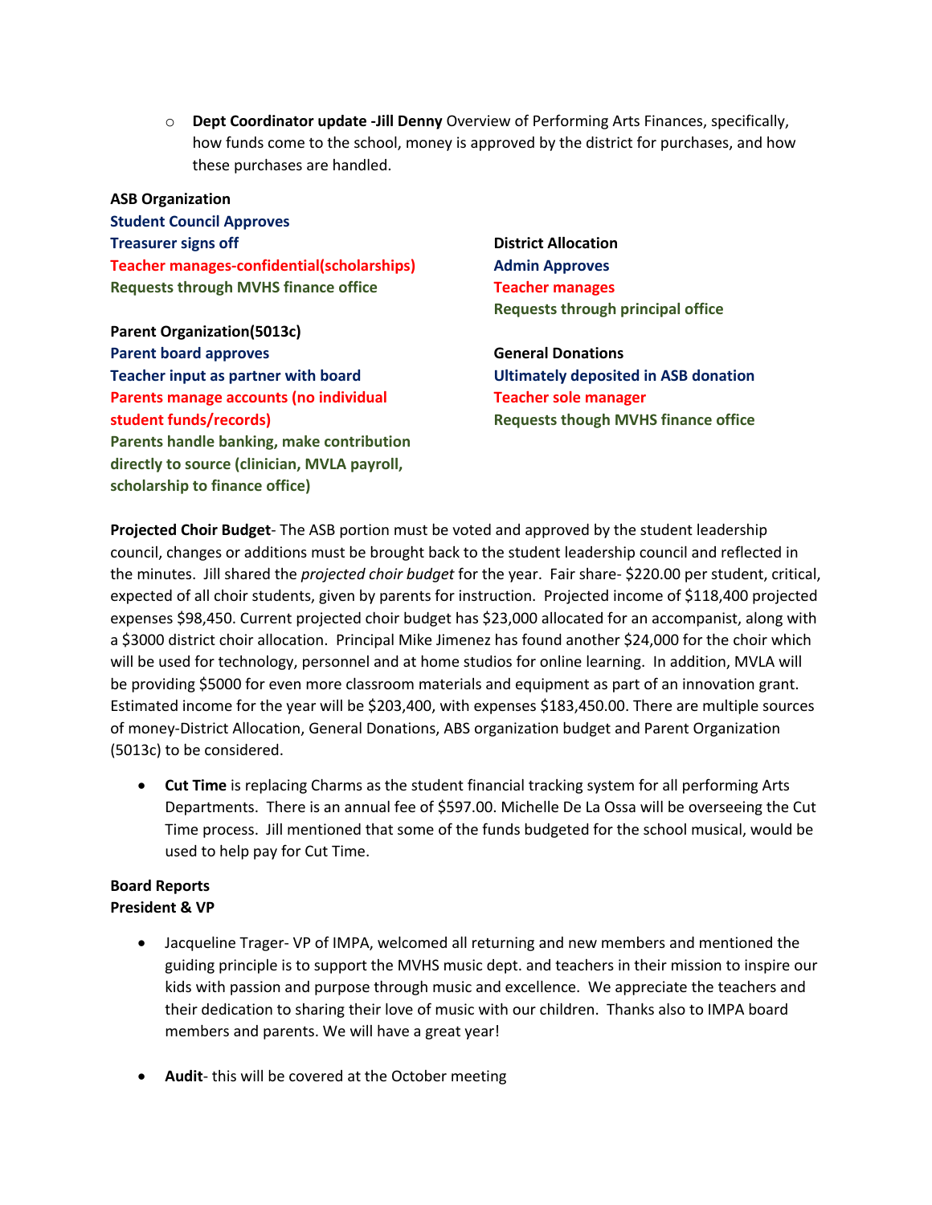- **Dept Coordinator update -Jill Denny** Overview of Performing Arts Finances, specifically, how funds come to the school, money is approved by the district for purchases, and how these purchases are handled.

**ASB Organization**
**Student Council Approves**
**Treasurer signs off**
**Teacher manages-confidential(scholarships)**
**Requests through MVHS finance office**

**Parent Organization(5013c)**
**Parent board approves**
**Teacher input as partner with board**
**Parents manage accounts (no individual student funds/records)**
**Parents handle banking, make contribution directly to source (clinician, MVLA payroll, scholarship to finance office)**

**District Allocation**
**Admin Approves**
**Teacher manages**
**Requests through principal office**

**General Donations**
**Ultimately deposited in ASB donation**
**Teacher sole manager**
**Requests though MVHS finance office**

**Projected Choir Budget**- The ASB portion must be voted and approved by the student leadership council, changes or additions must be brought back to the student leadership council and reflected in the minutes. Jill shared the *projected choir budget* for the year. Fair share- $220.00 per student, critical, expected of all choir students, given by parents for instruction. Projected income of $118,400 projected expenses $98,450. Current projected choir budget has $23,000 allocated for an accompanist, along with a $3000 district choir allocation. Principal Mike Jimenez has found another $24,000 for the choir which will be used for technology, personnel and at home studios for online learning. In addition, MVLA will be providing $5000 for even more classroom materials and equipment as part of an innovation grant. Estimated income for the year will be $203,400, with expenses $183,450.00. There are multiple sources of money-District Allocation, General Donations, ABS organization budget and Parent Organization (5013c) to be considered.

- **Cut Time** is replacing Charms as the student financial tracking system for all performing Arts Departments. There is an annual fee of $597.00. Michelle De La Ossa will be overseeing the Cut Time process. Jill mentioned that some of the funds budgeted for the school musical, would be used to help pay for Cut Time.

**Board Reports**
**President & VP**

- Jacqueline Trager- VP of IMPA, welcomed all returning and new members and mentioned the guiding principle is to support the MVHS music dept. and teachers in their mission to inspire our kids with passion and purpose through music and excellence. We appreciate the teachers and their dedication to sharing their love of music with our children. Thanks also to IMPA board members and parents. We will have a great year!

- **Audit**- this will be covered at the October meeting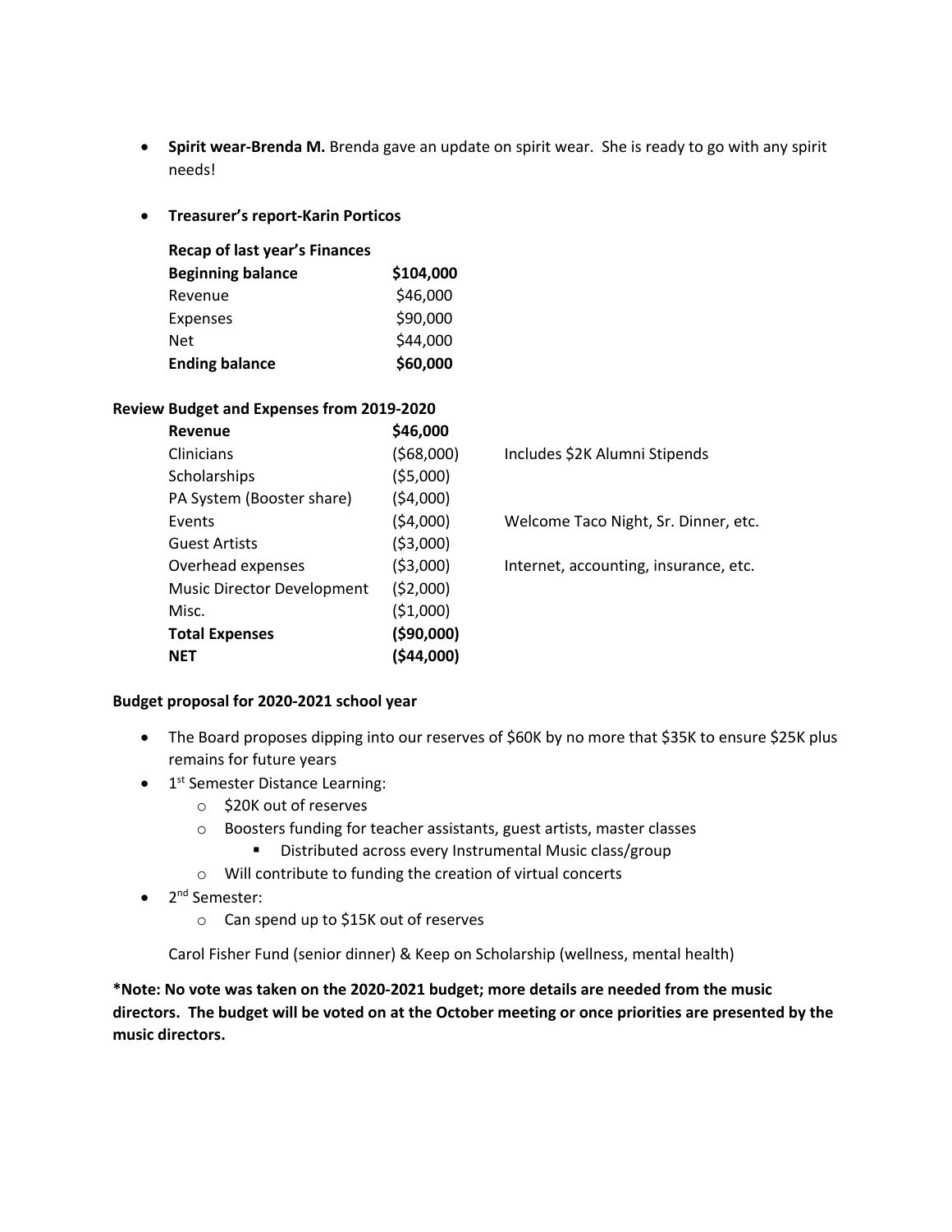- **Spirit wear-Brenda M.** Brenda gave an update on spirit wear. She is ready to go with any spirit needs!

- **Treasurer's report-Karin Porticos**

| **Recap of last year's Finances** | |
|---|---|
| **Beginning balance** | **$104,000** |
| Revenue | $46,000 |
| Expenses | $90,000 |
| Net | $44,000 |
| **Ending balance** | **$60,000** |

**Review Budget and Expenses from 2019-2020**

| **Revenue** | **$46,000** | |
|---|---|---|
| Clinicians | ($68,000) | Includes $2K Alumni Stipends |
| Scholarships | ($5,000) | |
| PA System (Booster share) | ($4,000) | |
| Events | ($4,000) | Welcome Taco Night, Sr. Dinner, etc. |
| Guest Artists | ($3,000) | |
| Overhead expenses | ($3,000) | Internet, accounting, insurance, etc. |
| Music Director Development | ($2,000) | |
| Misc. | ($1,000) | |
| **Total Expenses** | **($90,000)** | |
| **NET** | **($44,000)** | |

**Budget proposal for 2020-2021 school year**

- The Board proposes dipping into our reserves of $60K by no more that $35K to ensure $25K plus remains for future years
- 1st Semester Distance Learning:
  - $20K out of reserves
  - Boosters funding for teacher assistants, guest artists, master classes
    - Distributed across every Instrumental Music class/group
  - Will contribute to funding the creation of virtual concerts
- 2nd Semester:
  - Can spend up to $15K out of reserves

Carol Fisher Fund (senior dinner) & Keep on Scholarship (wellness, mental health)

**\*Note: No vote was taken on the 2020-2021 budget; more details are needed from the music directors. The budget will be voted on at the October meeting or once priorities are presented by the music directors.**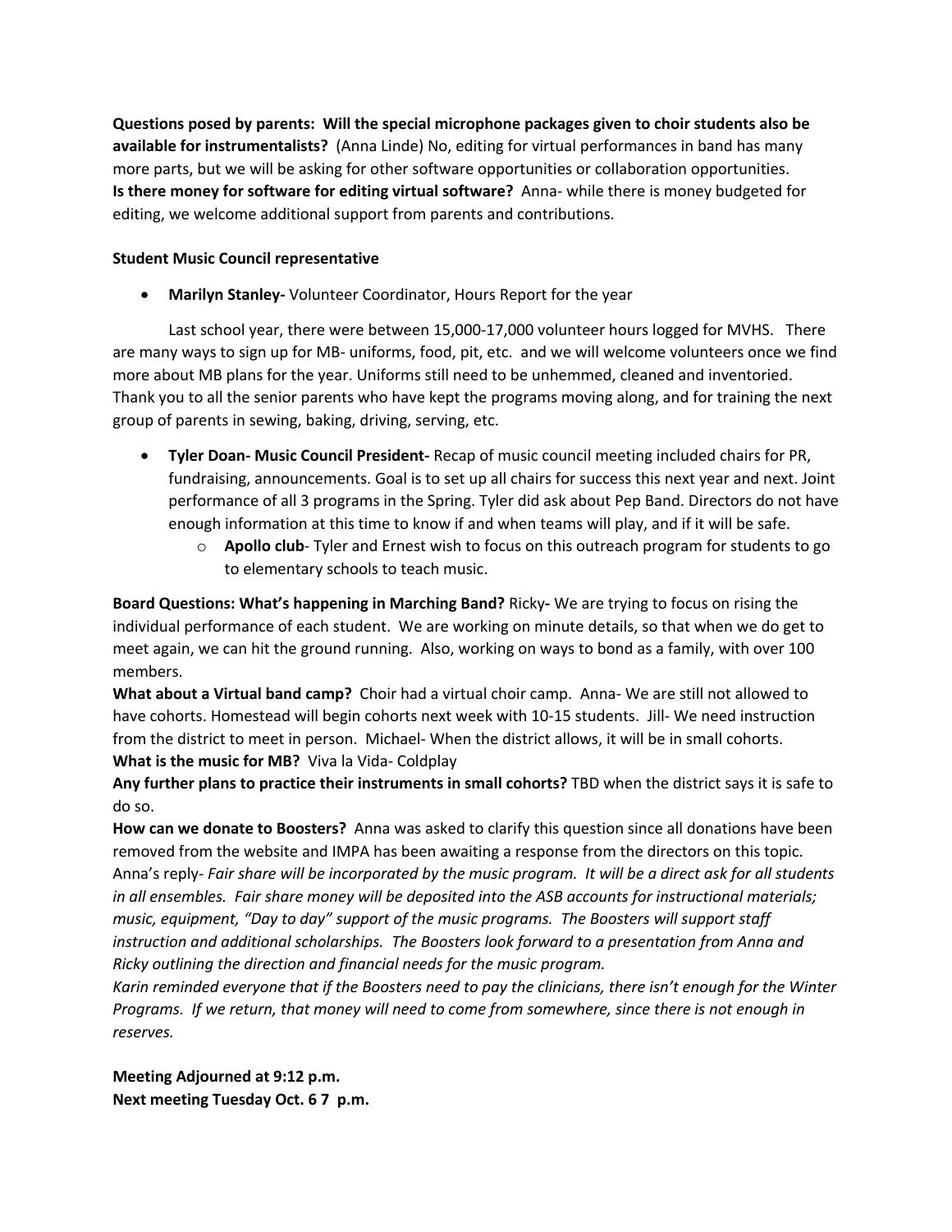**Questions posed by parents: Will the special microphone packages given to choir students also be available for instrumentalists?** (Anna Linde) No, editing for virtual performances in band has many more parts, but we will be asking for other software opportunities or collaboration opportunities.
**Is there money for software for editing virtual software?** Anna- while there is money budgeted for editing, we welcome additional support from parents and contributions.

**Student Music Council representative**

- **Marilyn Stanley-** Volunteer Coordinator, Hours Report for the year

Last school year, there were between 15,000-17,000 volunteer hours logged for MVHS. There are many ways to sign up for MB- uniforms, food, pit, etc. and we will welcome volunteers once we find more about MB plans for the year. Uniforms still need to be unhemmed, cleaned and inventoried. Thank you to all the senior parents who have kept the programs moving along, and for training the next group of parents in sewing, baking, driving, serving, etc.

- **Tyler Doan- Music Council President-** Recap of music council meeting included chairs for PR, fundraising, announcements. Goal is to set up all chairs for success this next year and next. Joint performance of all 3 programs in the Spring. Tyler did ask about Pep Band. Directors do not have enough information at this time to know if and when teams will play, and if it will be safe.
  - **Apollo club**- Tyler and Ernest wish to focus on this outreach program for students to go to elementary schools to teach music.

**Board Questions: What's happening in Marching Band?** Ricky**-** We are trying to focus on rising the individual performance of each student. We are working on minute details, so that when we do get to meet again, we can hit the ground running. Also, working on ways to bond as a family, with over 100 members.
**What about a Virtual band camp?** Choir had a virtual choir camp. Anna- We are still not allowed to have cohorts. Homestead will begin cohorts next week with 10-15 students. Jill- We need instruction from the district to meet in person. Michael- When the district allows, it will be in small cohorts.
**What is the music for MB?** Viva la Vida- Coldplay
**Any further plans to practice their instruments in small cohorts?** TBD when the district says it is safe to do so.
**How can we donate to Boosters?** Anna was asked to clarify this question since all donations have been removed from the website and IMPA has been awaiting a response from the directors on this topic. Anna's reply- *Fair share will be incorporated by the music program. It will be a direct ask for all students in all ensembles. Fair share money will be deposited into the ASB accounts for instructional materials; music, equipment, "Day to day" support of the music programs. The Boosters will support staff instruction and additional scholarships. The Boosters look forward to a presentation from Anna and Ricky outlining the direction and financial needs for the music program.*
*Karin reminded everyone that if the Boosters need to pay the clinicians, there isn't enough for the Winter Programs. If we return, that money will need to come from somewhere, since there is not enough in reserves.*

**Meeting Adjourned at 9:12 p.m.**
**Next meeting Tuesday Oct. 6 7 p.m.**